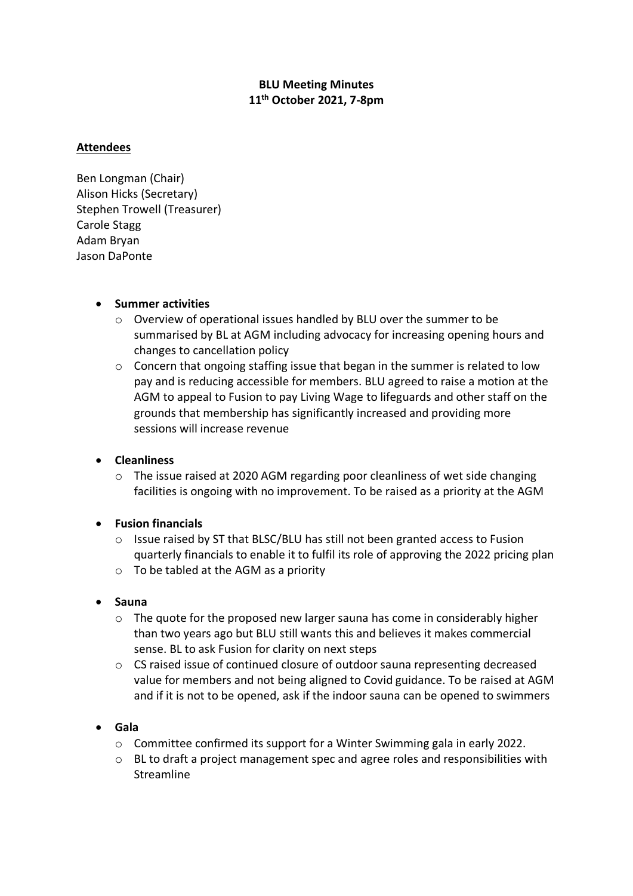**BLU Meeting Minutes**
**11th October 2021, 7-8pm**

**Attendees**

Ben Longman (Chair)
Alison Hicks (Secretary)
Stephen Trowell (Treasurer)
Carole Stagg
Adam Bryan
Jason DaPonte

- **Summer activities**
  - Overview of operational issues handled by BLU over the summer to be summarised by BL at AGM including advocacy for increasing opening hours and changes to cancellation policy
  - Concern that ongoing staffing issue that began in the summer is related to low pay and is reducing accessible for members. BLU agreed to raise a motion at the AGM to appeal to Fusion to pay Living Wage to lifeguards and other staff on the grounds that membership has significantly increased and providing more sessions will increase revenue

- **Cleanliness**
  - The issue raised at 2020 AGM regarding poor cleanliness of wet side changing facilities is ongoing with no improvement. To be raised as a priority at the AGM

- **Fusion financials**
  - Issue raised by ST that BLSC/BLU has still not been granted access to Fusion quarterly financials to enable it to fulfil its role of approving the 2022 pricing plan
  - To be tabled at the AGM as a priority

- **Sauna**
  - The quote for the proposed new larger sauna has come in considerably higher than two years ago but BLU still wants this and believes it makes commercial sense. BL to ask Fusion for clarity on next steps
  - CS raised issue of continued closure of outdoor sauna representing decreased value for members and not being aligned to Covid guidance. To be raised at AGM and if it is not to be opened, ask if the indoor sauna can be opened to swimmers

- **Gala**
  - Committee confirmed its support for a Winter Swimming gala in early 2022.
  - BL to draft a project management spec and agree roles and responsibilities with Streamline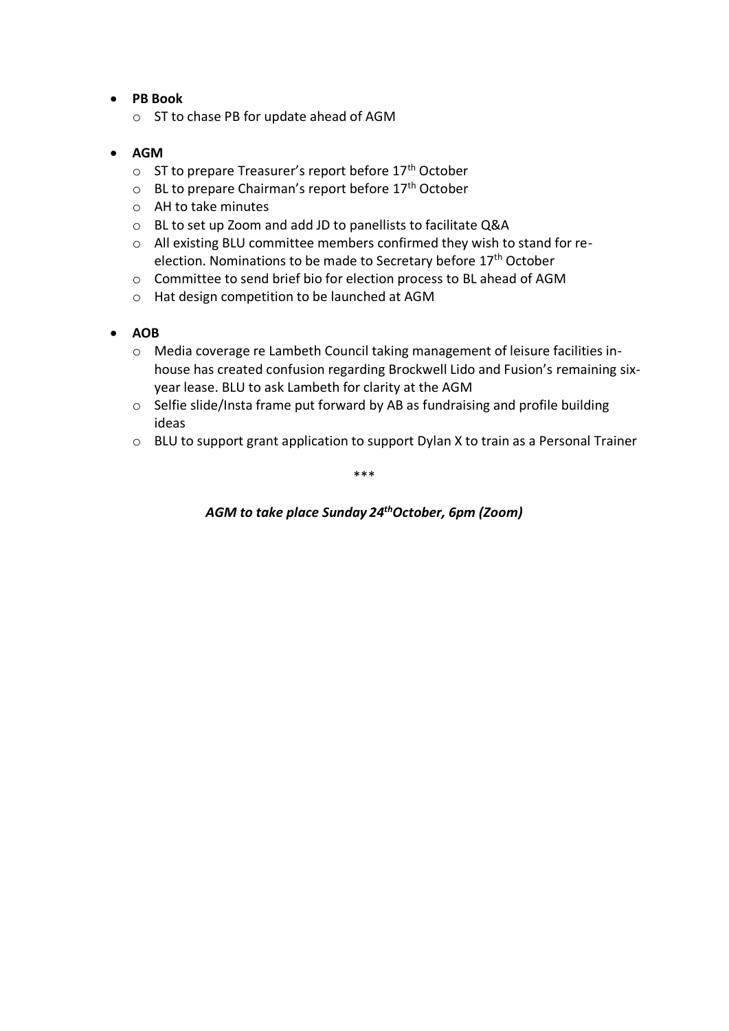- **PB Book**
  - ST to chase PB for update ahead of AGM

- **AGM**
  - ST to prepare Treasurer's report before 17th October
  - BL to prepare Chairman's report before 17th October
  - AH to take minutes
  - BL to set up Zoom and add JD to panellists to facilitate Q&A
  - All existing BLU committee members confirmed they wish to stand for re-election. Nominations to be made to Secretary before 17th October
  - Committee to send brief bio for election process to BL ahead of AGM
  - Hat design competition to be launched at AGM

- **AOB**
  - Media coverage re Lambeth Council taking management of leisure facilities in-house has created confusion regarding Brockwell Lido and Fusion's remaining six-year lease. BLU to ask Lambeth for clarity at the AGM
  - Selfie slide/Insta frame put forward by AB as fundraising and profile building ideas
  - BLU to support grant application to support Dylan X to train as a Personal Trainer

***

***AGM to take place Sunday 24th October, 6pm (Zoom)***